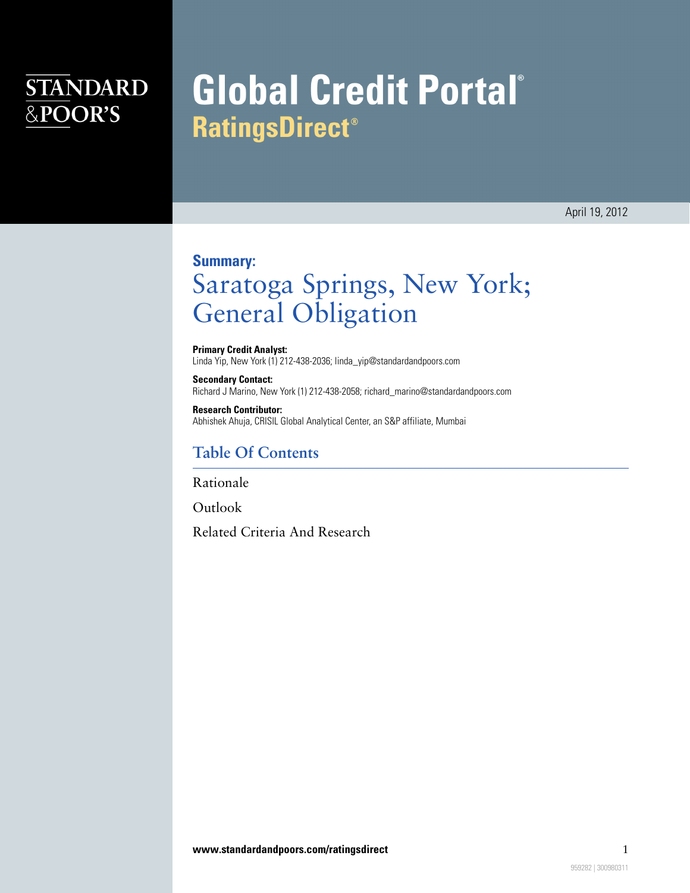STANDARD & POOR'S

# Global Credit Portal
## RatingsDirect®

April 19, 2012

**Summary:**
# Saratoga Springs, New York; General Obligation

**Primary Credit Analyst:**
Linda Yip, New York (1) 212-438-2036; linda_yip@standardandpoors.com

**Secondary Contact:**
Richard J Marino, New York (1) 212-438-2058; richard_marino@standardandpoors.com

**Research Contributor:**
Abhishek Ahuja, CRISIL Global Analytical Center, an S&P affiliate, Mumbai

## Table Of Contents

Rationale

Outlook

Related Criteria And Research

**www.standardandpoors.com/ratingsdirect**

959282 | 300980311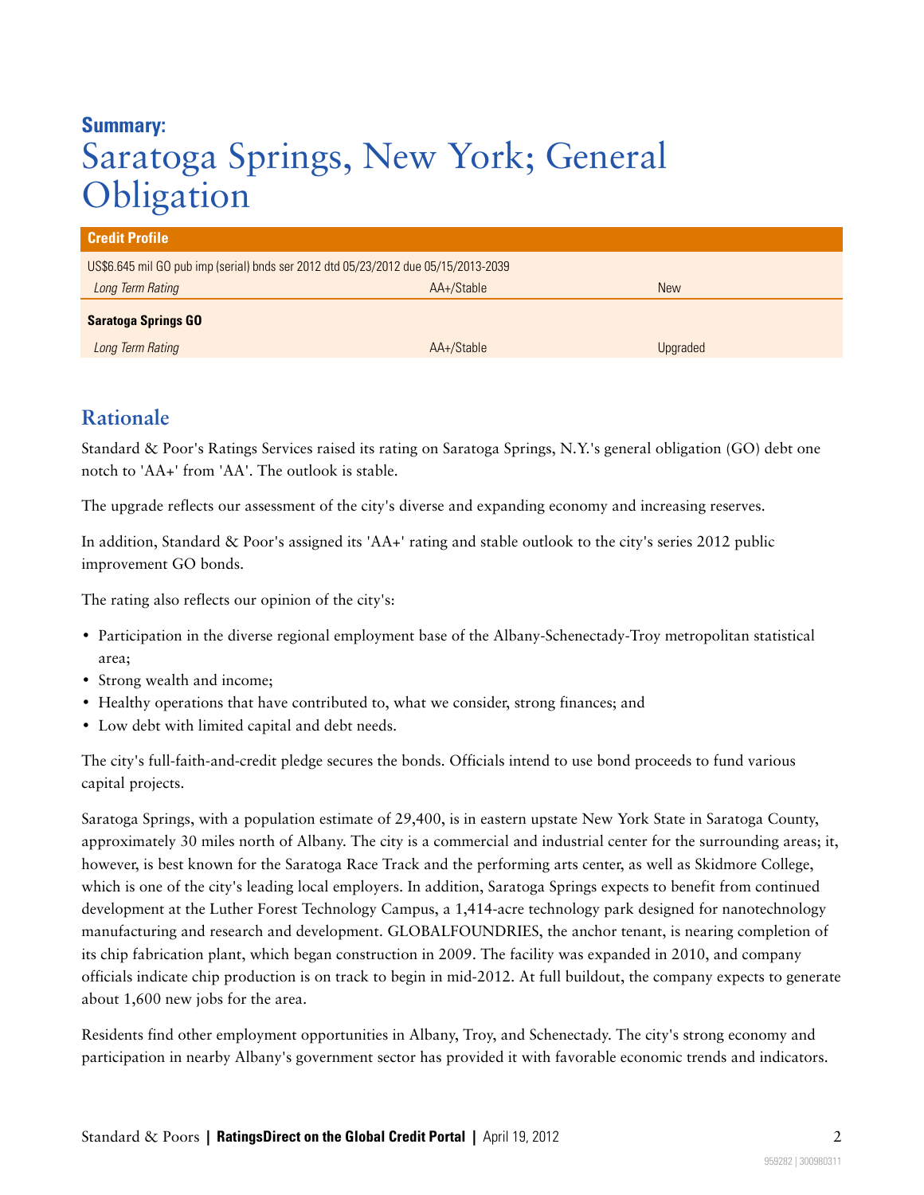**Summary:**

# Saratoga Springs, New York; General Obligation

| Credit Profile | | |
| --- | --- | --- |
| US$6.645 mil GO pub imp (serial) bnds ser 2012 dtd 05/23/2012 due 05/15/2013-2039 | | |
| *Long Term Rating* | AA+/Stable | New |
| **Saratoga Springs GO** | | |
| *Long Term Rating* | AA+/Stable | Upgraded |

## Rationale

Standard & Poor's Ratings Services raised its rating on Saratoga Springs, N.Y.'s general obligation (GO) debt one notch to 'AA+' from 'AA'. The outlook is stable.

The upgrade reflects our assessment of the city's diverse and expanding economy and increasing reserves.

In addition, Standard & Poor's assigned its 'AA+' rating and stable outlook to the city's series 2012 public improvement GO bonds.

The rating also reflects our opinion of the city's:

- Participation in the diverse regional employment base of the Albany-Schenectady-Troy metropolitan statistical area;
- Strong wealth and income;
- Healthy operations that have contributed to, what we consider, strong finances; and
- Low debt with limited capital and debt needs.

The city's full-faith-and-credit pledge secures the bonds. Officials intend to use bond proceeds to fund various capital projects.

Saratoga Springs, with a population estimate of 29,400, is in eastern upstate New York State in Saratoga County, approximately 30 miles north of Albany. The city is a commercial and industrial center for the surrounding areas; it, however, is best known for the Saratoga Race Track and the performing arts center, as well as Skidmore College, which is one of the city's leading local employers. In addition, Saratoga Springs expects to benefit from continued development at the Luther Forest Technology Campus, a 1,414-acre technology park designed for nanotechnology manufacturing and research and development. GLOBALFOUNDRIES, the anchor tenant, is nearing completion of its chip fabrication plant, which began construction in 2009. The facility was expanded in 2010, and company officials indicate chip production is on track to begin in mid-2012. At full buildout, the company expects to generate about 1,600 new jobs for the area.

Residents find other employment opportunities in Albany, Troy, and Schenectady. The city's strong economy and participation in nearby Albany's government sector has provided it with favorable economic trends and indicators.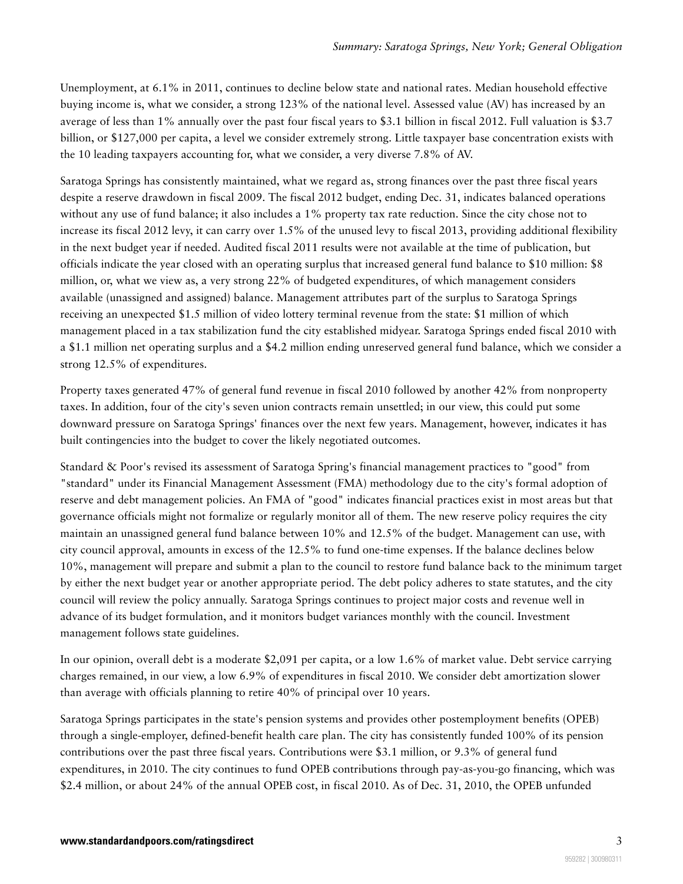Unemployment, at 6.1% in 2011, continues to decline below state and national rates. Median household effective buying income is, what we consider, a strong 123% of the national level. Assessed value (AV) has increased by an average of less than 1% annually over the past four fiscal years to $3.1 billion in fiscal 2012. Full valuation is $3.7 billion, or $127,000 per capita, a level we consider extremely strong. Little taxpayer base concentration exists with the 10 leading taxpayers accounting for, what we consider, a very diverse 7.8% of AV.

Saratoga Springs has consistently maintained, what we regard as, strong finances over the past three fiscal years despite a reserve drawdown in fiscal 2009. The fiscal 2012 budget, ending Dec. 31, indicates balanced operations without any use of fund balance; it also includes a 1% property tax rate reduction. Since the city chose not to increase its fiscal 2012 levy, it can carry over 1.5% of the unused levy to fiscal 2013, providing additional flexibility in the next budget year if needed. Audited fiscal 2011 results were not available at the time of publication, but officials indicate the year closed with an operating surplus that increased general fund balance to $10 million: $8 million, or, what we view as, a very strong 22% of budgeted expenditures, of which management considers available (unassigned and assigned) balance. Management attributes part of the surplus to Saratoga Springs receiving an unexpected $1.5 million of video lottery terminal revenue from the state: $1 million of which management placed in a tax stabilization fund the city established midyear. Saratoga Springs ended fiscal 2010 with a $1.1 million net operating surplus and a $4.2 million ending unreserved general fund balance, which we consider a strong 12.5% of expenditures.

Property taxes generated 47% of general fund revenue in fiscal 2010 followed by another 42% from nonproperty taxes. In addition, four of the city's seven union contracts remain unsettled; in our view, this could put some downward pressure on Saratoga Springs' finances over the next few years. Management, however, indicates it has built contingencies into the budget to cover the likely negotiated outcomes.

Standard & Poor's revised its assessment of Saratoga Spring's financial management practices to "good" from "standard" under its Financial Management Assessment (FMA) methodology due to the city's formal adoption of reserve and debt management policies. An FMA of "good" indicates financial practices exist in most areas but that governance officials might not formalize or regularly monitor all of them. The new reserve policy requires the city maintain an unassigned general fund balance between 10% and 12.5% of the budget. Management can use, with city council approval, amounts in excess of the 12.5% to fund one-time expenses. If the balance declines below 10%, management will prepare and submit a plan to the council to restore fund balance back to the minimum target by either the next budget year or another appropriate period. The debt policy adheres to state statutes, and the city council will review the policy annually. Saratoga Springs continues to project major costs and revenue well in advance of its budget formulation, and it monitors budget variances monthly with the council. Investment management follows state guidelines.

In our opinion, overall debt is a moderate $2,091 per capita, or a low 1.6% of market value. Debt service carrying charges remained, in our view, a low 6.9% of expenditures in fiscal 2010. We consider debt amortization slower than average with officials planning to retire 40% of principal over 10 years.

Saratoga Springs participates in the state's pension systems and provides other postemployment benefits (OPEB) through a single-employer, defined-benefit health care plan. The city has consistently funded 100% of its pension contributions over the past three fiscal years. Contributions were $3.1 million, or 9.3% of general fund expenditures, in 2010. The city continues to fund OPEB contributions through pay-as-you-go financing, which was $2.4 million, or about 24% of the annual OPEB cost, in fiscal 2010. As of Dec. 31, 2010, the OPEB unfunded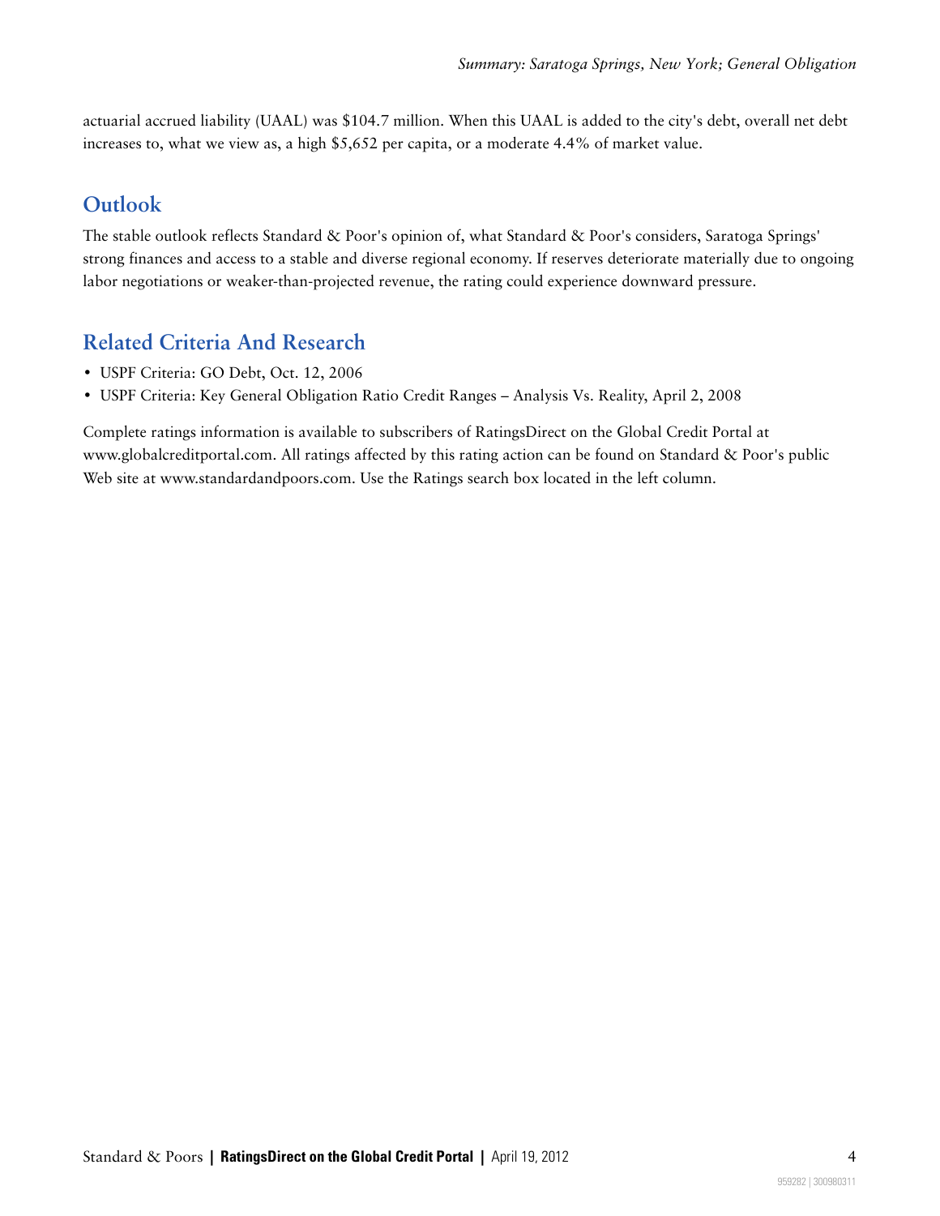actuarial accrued liability (UAAL) was $104.7 million. When this UAAL is added to the city's debt, overall net debt increases to, what we view as, a high $5,652 per capita, or a moderate 4.4% of market value.

## Outlook

The stable outlook reflects Standard & Poor's opinion of, what Standard & Poor's considers, Saratoga Springs' strong finances and access to a stable and diverse regional economy. If reserves deteriorate materially due to ongoing labor negotiations or weaker-than-projected revenue, the rating could experience downward pressure.

## Related Criteria And Research

- USPF Criteria: GO Debt, Oct. 12, 2006
- USPF Criteria: Key General Obligation Ratio Credit Ranges – Analysis Vs. Reality, April 2, 2008

Complete ratings information is available to subscribers of RatingsDirect on the Global Credit Portal at www.globalcreditportal.com. All ratings affected by this rating action can be found on Standard & Poor's public Web site at www.standardandpoors.com. Use the Ratings search box located in the left column.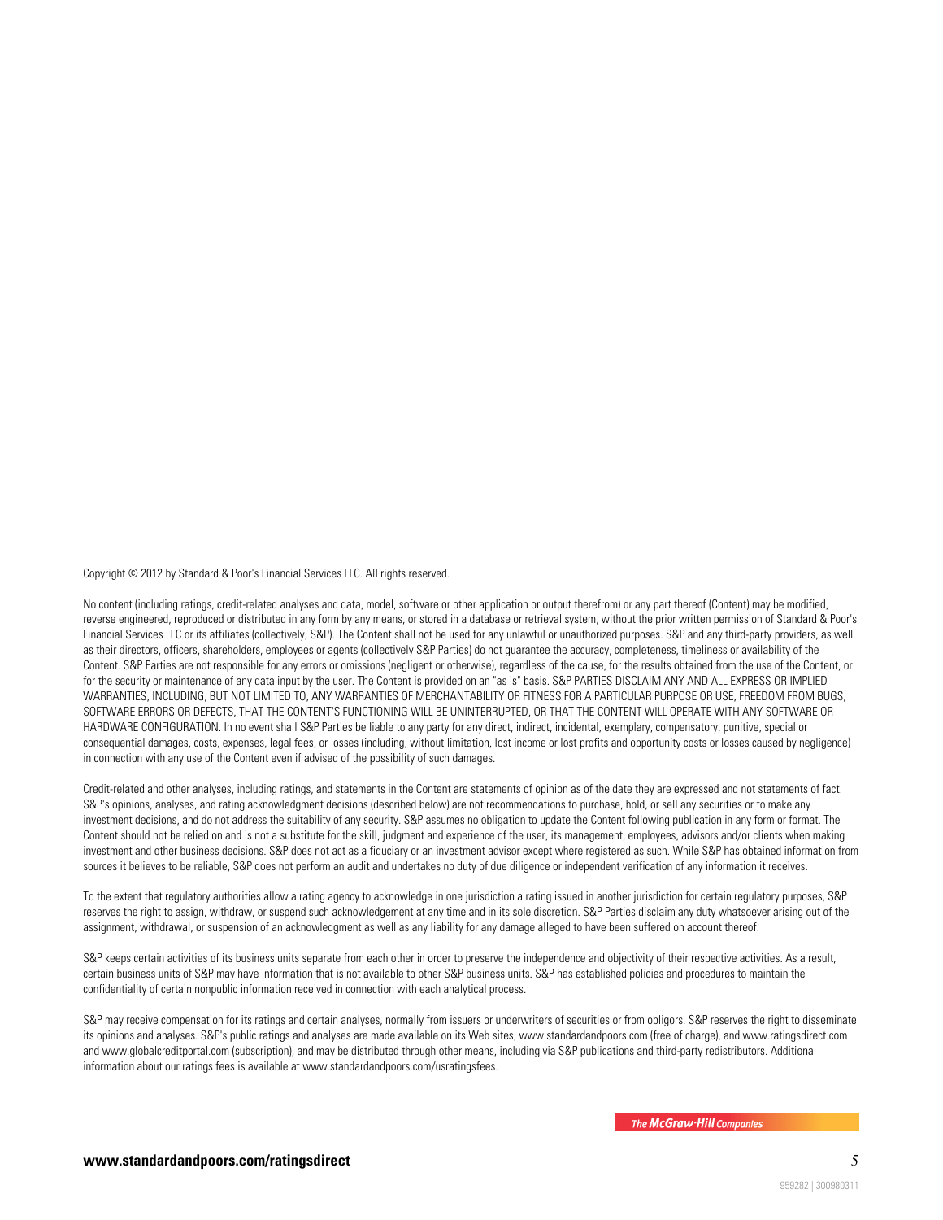Copyright © 2012 by Standard & Poor's Financial Services LLC. All rights reserved.

No content (including ratings, credit-related analyses and data, model, software or other application or output therefrom) or any part thereof (Content) may be modified, reverse engineered, reproduced or distributed in any form by any means, or stored in a database or retrieval system, without the prior written permission of Standard & Poor's Financial Services LLC or its affiliates (collectively, S&P). The Content shall not be used for any unlawful or unauthorized purposes. S&P and any third-party providers, as well as their directors, officers, shareholders, employees or agents (collectively S&P Parties) do not guarantee the accuracy, completeness, timeliness or availability of the Content. S&P Parties are not responsible for any errors or omissions (negligent or otherwise), regardless of the cause, for the results obtained from the use of the Content, or for the security or maintenance of any data input by the user. The Content is provided on an "as is" basis. S&P PARTIES DISCLAIM ANY AND ALL EXPRESS OR IMPLIED WARRANTIES, INCLUDING, BUT NOT LIMITED TO, ANY WARRANTIES OF MERCHANTABILITY OR FITNESS FOR A PARTICULAR PURPOSE OR USE, FREEDOM FROM BUGS, SOFTWARE ERRORS OR DEFECTS, THAT THE CONTENT'S FUNCTIONING WILL BE UNINTERRUPTED, OR THAT THE CONTENT WILL OPERATE WITH ANY SOFTWARE OR HARDWARE CONFIGURATION. In no event shall S&P Parties be liable to any party for any direct, indirect, incidental, exemplary, compensatory, punitive, special or consequential damages, costs, expenses, legal fees, or losses (including, without limitation, lost income or lost profits and opportunity costs or losses caused by negligence) in connection with any use of the Content even if advised of the possibility of such damages.

Credit-related and other analyses, including ratings, and statements in the Content are statements of opinion as of the date they are expressed and not statements of fact. S&P's opinions, analyses, and rating acknowledgment decisions (described below) are not recommendations to purchase, hold, or sell any securities or to make any investment decisions, and do not address the suitability of any security. S&P assumes no obligation to update the Content following publication in any form or format. The Content should not be relied on and is not a substitute for the skill, judgment and experience of the user, its management, employees, advisors and/or clients when making investment and other business decisions. S&P does not act as a fiduciary or an investment advisor except where registered as such. While S&P has obtained information from sources it believes to be reliable, S&P does not perform an audit and undertakes no duty of due diligence or independent verification of any information it receives.

To the extent that regulatory authorities allow a rating agency to acknowledge in one jurisdiction a rating issued in another jurisdiction for certain regulatory purposes, S&P reserves the right to assign, withdraw, or suspend such acknowledgement at any time and in its sole discretion. S&P Parties disclaim any duty whatsoever arising out of the assignment, withdrawal, or suspension of an acknowledgment as well as any liability for any damage alleged to have been suffered on account thereof.

S&P keeps certain activities of its business units separate from each other in order to preserve the independence and objectivity of their respective activities. As a result, certain business units of S&P may have information that is not available to other S&P business units. S&P has established policies and procedures to maintain the confidentiality of certain nonpublic information received in connection with each analytical process.

S&P may receive compensation for its ratings and certain analyses, normally from issuers or underwriters of securities or from obligors. S&P reserves the right to disseminate its opinions and analyses. S&P's public ratings and analyses are made available on its Web sites, www.standardandpoors.com (free of charge), and www.ratingsdirect.com and www.globalcreditportal.com (subscription), and may be distributed through other means, including via S&P publications and third-party redistributors. Additional information about our ratings fees is available at www.standardandpoors.com/usratingsfees.

The McGraw-Hill Companies